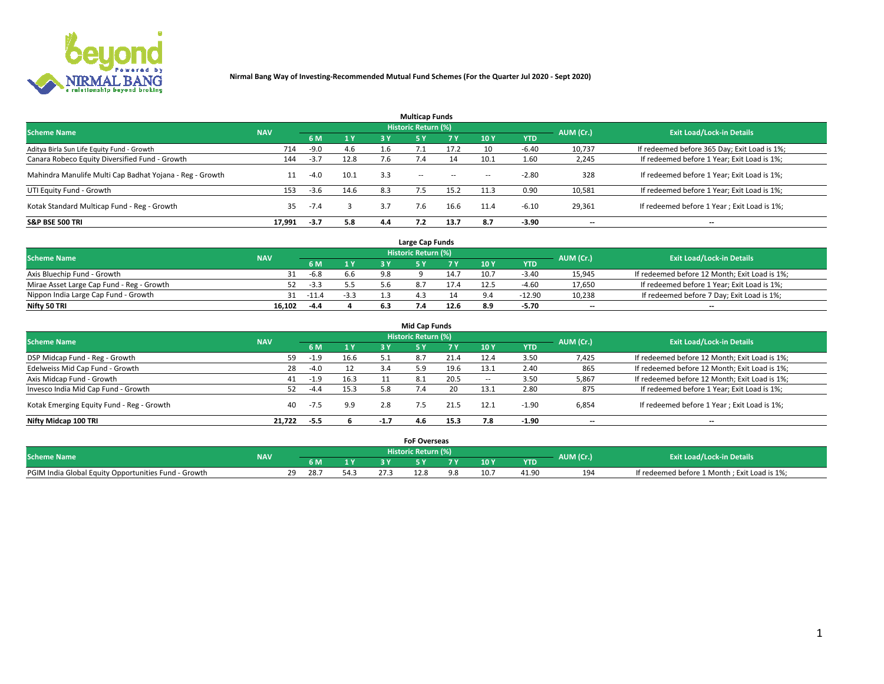# Nirmal Bang Way of Investing-Recommended Mutual Fund Schemes (For the Quarter Jul 2020 - Sept 2020)

## Multicap Funds

| Scheme Name | NAV | Historic Return (%) | | | | | | | AUM (Cr.) | Exit Load/Lock-in Details |
|---|---|---|---|---|---|---|---|---|---|---|
| | | 6 M | 1 Y | 3 Y | 5 Y | 7 Y | 10 Y | YTD | | |
| Aditya Birla Sun Life Equity Fund - Growth | 714 | -9.0 | 4.6 | 1.6 | 7.1 | 17.2 | 10 | -6.40 | 10,737 | If redeemed before 365 Day; Exit Load is 1%; |
| Canara Robeco Equity Diversified Fund - Growth | 144 | -3.7 | 12.8 | 7.6 | 7.4 | 14 | 10.1 | 1.60 | 2,245 | If redeemed before 1 Year; Exit Load is 1%; |
| Mahindra Manulife Multi Cap Badhat Yojana - Reg - Growth | 11 | -4.0 | 10.1 | 3.3 | -- | -- | -- | -2.80 | 328 | If redeemed before 1 Year; Exit Load is 1%; |
| UTI Equity Fund - Growth | 153 | -3.6 | 14.6 | 8.3 | 7.5 | 15.2 | 11.3 | 0.90 | 10,581 | If redeemed before 1 Year; Exit Load is 1%; |
| Kotak Standard Multicap Fund - Reg - Growth | 35 | -7.4 | 3 | 3.7 | 7.6 | 16.6 | 11.4 | -6.10 | 29,361 | If redeemed before 1 Year ; Exit Load is 1%; |
| **S&P BSE 500 TRI** | **17,991** | **-3.7** | **5.8** | **4.4** | **7.2** | **13.7** | **8.7** | **-3.90** | -- | -- |

## Large Cap Funds

| Scheme Name | NAV | Historic Return (%) | | | | | | | AUM (Cr.) | Exit Load/Lock-in Details |
|---|---|---|---|---|---|---|---|---|---|---|
| | | 6 M | 1 Y | 3 Y | 5 Y | 7 Y | 10 Y | YTD | | |
| Axis Bluechip Fund - Growth | 31 | -6.8 | 6.6 | 9.8 | 9 | 14.7 | 10.7 | -3.40 | 15,945 | If redeemed before 12 Month; Exit Load is 1%; |
| Mirae Asset Large Cap Fund - Reg - Growth | 52 | -3.3 | 5.5 | 5.6 | 8.7 | 17.4 | 12.5 | -4.60 | 17,650 | If redeemed before 1 Year; Exit Load is 1%; |
| Nippon India Large Cap Fund - Growth | 31 | -11.4 | -3.3 | 1.3 | 4.3 | 14 | 9.4 | -12.90 | 10,238 | If redeemed before 7 Day; Exit Load is 1%; |
| **Nifty 50 TRI** | **16,102** | **-4.4** | **4** | **6.3** | **7.4** | **12.6** | **8.9** | **-5.70** | -- | -- |

## Mid Cap Funds

| Scheme Name | NAV | Historic Return (%) | | | | | | | AUM (Cr.) | Exit Load/Lock-in Details |
|---|---|---|---|---|---|---|---|---|---|---|
| | | 6 M | 1 Y | 3 Y | 5 Y | 7 Y | 10 Y | YTD | | |
| DSP Midcap Fund - Reg - Growth | 59 | -1.9 | 16.6 | 5.1 | 8.7 | 21.4 | 12.4 | 3.50 | 7,425 | If redeemed before 12 Month; Exit Load is 1%; |
| Edelweiss Mid Cap Fund - Growth | 28 | -4.0 | 12 | 3.4 | 5.9 | 19.6 | 13.1 | 2.40 | 865 | If redeemed before 12 Month; Exit Load is 1%; |
| Axis Midcap Fund - Growth | 41 | -1.9 | 16.3 | 11 | 8.1 | 20.5 | -- | 3.50 | 5,867 | If redeemed before 12 Month; Exit Load is 1%; |
| Invesco India Mid Cap Fund - Growth | 52 | -4.4 | 15.3 | 5.8 | 7.4 | 20 | 13.1 | 2.80 | 875 | If redeemed before 1 Year; Exit Load is 1%; |
| Kotak Emerging Equity Fund - Reg - Growth | 40 | -7.5 | 9.9 | 2.8 | 7.5 | 21.5 | 12.1 | -1.90 | 6,854 | If redeemed before 1 Year ; Exit Load is 1%; |
| **Nifty Midcap 100 TRI** | **21,722** | **-5.5** | **6** | **-1.7** | **4.6** | **15.3** | **7.8** | **-1.90** | -- | -- |

## FoF Overseas

| Scheme Name | NAV | Historic Return (%) | | | | | | | AUM (Cr.) | Exit Load/Lock-in Details |
|---|---|---|---|---|---|---|---|---|---|---|
| | | 6 M | 1 Y | 3 Y | 5 Y | 7 Y | 10 Y | YTD | | |
| PGIM India Global Equity Opportunities Fund - Growth | 29 | 28.7 | 54.3 | 27.3 | 12.8 | 9.8 | 10.7 | 41.90 | 194 | If redeemed before 1 Month ; Exit Load is 1%; |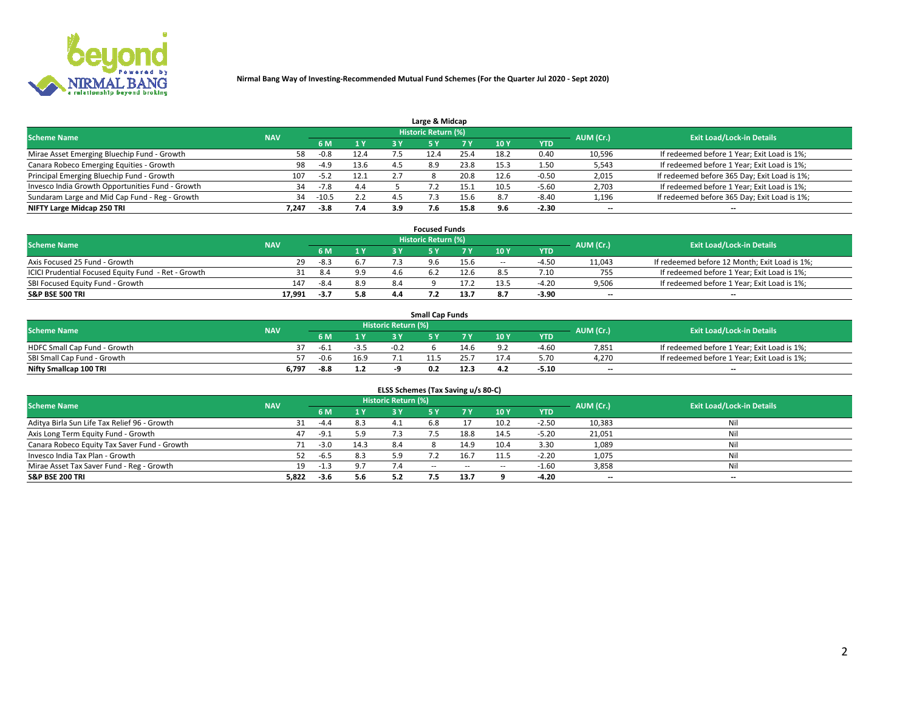**Nirmal Bang Way of Investing-Recommended Mutual Fund Schemes (For the Quarter Jul 2020 - Sept 2020)**

## Large & Midcap

| Scheme Name | NAV | Historic Return (%) | | | | | | | AUM (Cr.) | Exit Load/Lock-in Details |
|---|---|---|---|---|---|---|---|---|---|---|
| | | 6 M | 1 Y | 3 Y | 5 Y | 7 Y | 10 Y | YTD | | |
| Mirae Asset Emerging Bluechip Fund - Growth | 58 | -0.8 | 12.4 | 7.5 | 12.4 | 25.4 | 18.2 | 0.40 | 10,596 | If redeemed before 1 Year; Exit Load is 1%; |
| Canara Robeco Emerging Equities - Growth | 98 | -4.9 | 13.6 | 4.5 | 8.9 | 23.8 | 15.3 | 1.50 | 5,543 | If redeemed before 1 Year; Exit Load is 1%; |
| Principal Emerging Bluechip Fund - Growth | 107 | -5.2 | 12.1 | 2.7 | 8 | 20.8 | 12.6 | -0.50 | 2,015 | If redeemed before 365 Day; Exit Load is 1%; |
| Invesco India Growth Opportunities Fund - Growth | 34 | -7.8 | 4.4 | 5 | 7.2 | 15.1 | 10.5 | -5.60 | 2,703 | If redeemed before 1 Year; Exit Load is 1%; |
| Sundaram Large and Mid Cap Fund - Reg - Growth | 34 | -10.5 | 2.2 | 4.5 | 7.3 | 15.6 | 8.7 | -8.40 | 1,196 | If redeemed before 365 Day; Exit Load is 1%; |
| **NIFTY Large Midcap 250 TRI** | **7,247** | **-3.8** | **7.4** | **3.9** | **7.6** | **15.8** | **9.6** | **-2.30** | -- | -- |

## Focused Funds

| Scheme Name | NAV | Historic Return (%) | | | | | | | AUM (Cr.) | Exit Load/Lock-in Details |
|---|---|---|---|---|---|---|---|---|---|---|
| | | 6 M | 1 Y | 3 Y | 5 Y | 7 Y | 10 Y | YTD | | |
| Axis Focused 25 Fund - Growth | 29 | -8.3 | 6.7 | 7.3 | 9.6 | 15.6 | -- | -4.50 | 11,043 | If redeemed before 12 Month; Exit Load is 1%; |
| ICICI Prudential Focused Equity Fund - Ret - Growth | 31 | 8.4 | 9.9 | 4.6 | 6.2 | 12.6 | 8.5 | 7.10 | 755 | If redeemed before 1 Year; Exit Load is 1%; |
| SBI Focused Equity Fund - Growth | 147 | -8.4 | 8.9 | 8.4 | 9 | 17.2 | 13.5 | -4.20 | 9,506 | If redeemed before 1 Year; Exit Load is 1%; |
| **S&P BSE 500 TRI** | **17,991** | **-3.7** | **5.8** | **4.4** | **7.2** | **13.7** | **8.7** | **-3.90** | -- | -- |

## Small Cap Funds

| Scheme Name | NAV | Historic Return (%) | | | | | | | AUM (Cr.) | Exit Load/Lock-in Details |
|---|---|---|---|---|---|---|---|---|---|---|
| | | 6 M | 1 Y | 3 Y | 5 Y | 7 Y | 10 Y | YTD | | |
| HDFC Small Cap Fund - Growth | 37 | -6.1 | -3.5 | -0.2 | 6 | 14.6 | 9.2 | -4.60 | 7,851 | If redeemed before 1 Year; Exit Load is 1%; |
| SBI Small Cap Fund - Growth | 57 | -0.6 | 16.9 | 7.1 | 11.5 | 25.7 | 17.4 | 5.70 | 4,270 | If redeemed before 1 Year; Exit Load is 1%; |
| **Nifty Smallcap 100 TRI** | **6,797** | **-8.8** | **1.2** | **-9** | **0.2** | **12.3** | **4.2** | **-5.10** | -- | -- |

## ELSS Schemes (Tax Saving u/s 80-C)

| Scheme Name | NAV | Historic Return (%) | | | | | | | AUM (Cr.) | Exit Load/Lock-in Details |
|---|---|---|---|---|---|---|---|---|---|---|
| | | 6 M | 1 Y | 3 Y | 5 Y | 7 Y | 10 Y | YTD | | |
| Aditya Birla Sun Life Tax Relief 96 - Growth | 31 | -4.4 | 8.3 | 4.1 | 6.8 | 17 | 10.2 | -2.50 | 10,383 | Nil |
| Axis Long Term Equity Fund - Growth | 47 | -9.1 | 5.9 | 7.3 | 7.5 | 18.8 | 14.5 | -5.20 | 21,051 | Nil |
| Canara Robeco Equity Tax Saver Fund - Growth | 71 | -3.0 | 14.3 | 8.4 | 8 | 14.9 | 10.4 | 3.30 | 1,089 | Nil |
| Invesco India Tax Plan - Growth | 52 | -6.5 | 8.3 | 5.9 | 7.2 | 16.7 | 11.5 | -2.20 | 1,075 | Nil |
| Mirae Asset Tax Saver Fund - Reg - Growth | 19 | -1.3 | 9.7 | 7.4 | -- | -- | -- | -1.60 | 3,858 | Nil |
| **S&P BSE 200 TRI** | **5,822** | **-3.6** | **5.6** | **5.2** | **7.5** | **13.7** | **9** | **-4.20** | -- | -- |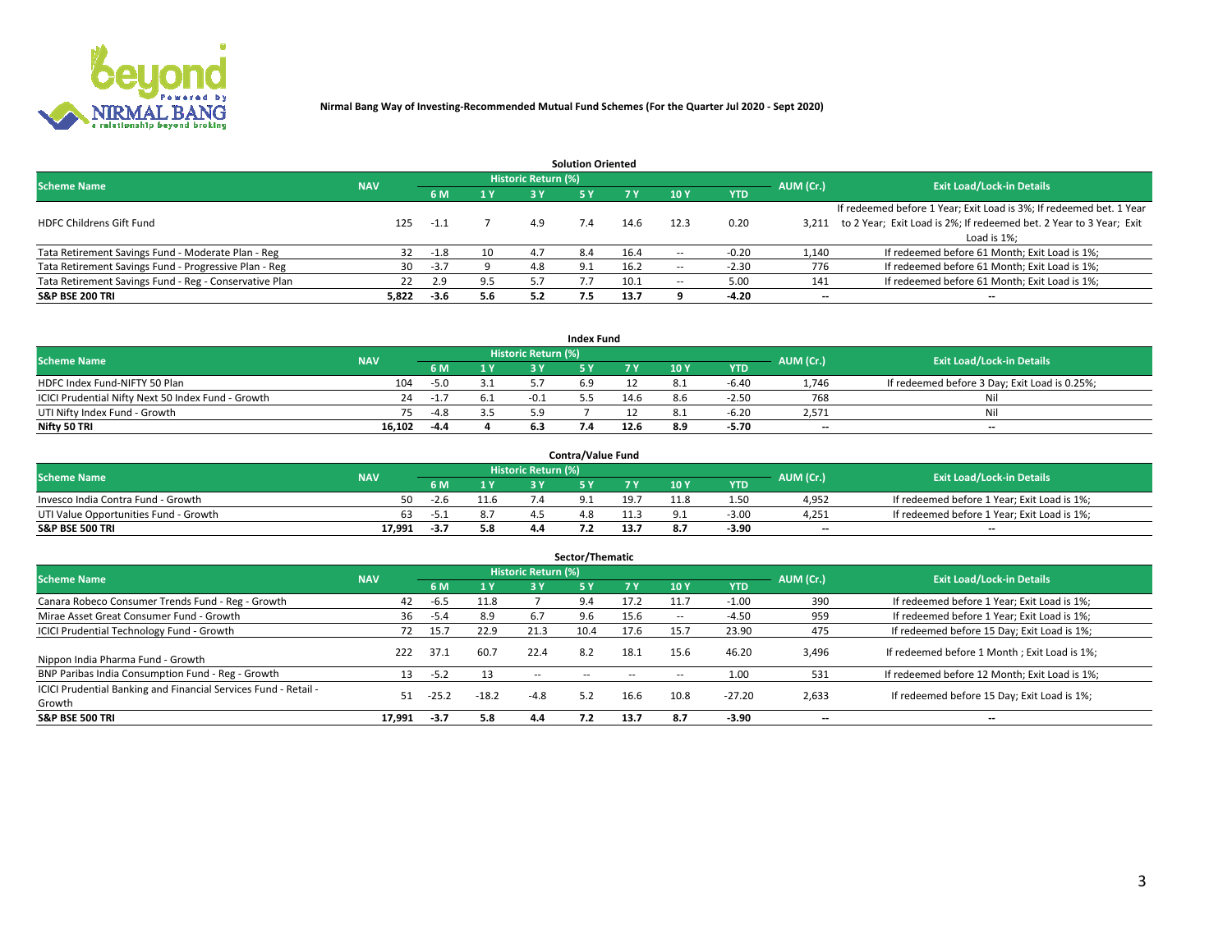**Nirmal Bang Way of Investing-Recommended Mutual Fund Schemes (For the Quarter Jul 2020 - Sept 2020)**

## Solution Oriented

| Scheme Name | NAV | Historic Return (%) | | | | | | | AUM (Cr.) | Exit Load/Lock-in Details |
|---|---|---|---|---|---|---|---|---|---|---|
| | | 6 M | 1 Y | 3 Y | 5 Y | 7 Y | 10 Y | YTD | | |
| HDFC Childrens Gift Fund | 125 | -1.1 | 7 | 4.9 | 7.4 | 14.6 | 12.3 | 0.20 | 3,211 | If redeemed before 1 Year; Exit Load is 3%; If redeemed bet. 1 Year to 2 Year; Exit Load is 2%; If redeemed bet. 2 Year to 3 Year; Exit Load is 1%; |
| Tata Retirement Savings Fund - Moderate Plan - Reg | 32 | -1.8 | 10 | 4.7 | 8.4 | 16.4 | -- | -0.20 | 1,140 | If redeemed before 61 Month; Exit Load is 1%; |
| Tata Retirement Savings Fund - Progressive Plan - Reg | 30 | -3.7 | 9 | 4.8 | 9.1 | 16.2 | -- | -2.30 | 776 | If redeemed before 61 Month; Exit Load is 1%; |
| Tata Retirement Savings Fund - Reg - Conservative Plan | 22 | 2.9 | 9.5 | 5.7 | 7.7 | 10.1 | -- | 5.00 | 141 | If redeemed before 61 Month; Exit Load is 1%; |
| **S&P BSE 200 TRI** | **5,822** | **-3.6** | **5.6** | **5.2** | **7.5** | **13.7** | **9** | **-4.20** | **--** | **--** |

## Index Fund

| Scheme Name | NAV | Historic Return (%) | | | | | | | AUM (Cr.) | Exit Load/Lock-in Details |
|---|---|---|---|---|---|---|---|---|---|---|
| | | 6 M | 1 Y | 3 Y | 5 Y | 7 Y | 10 Y | YTD | | |
| HDFC Index Fund-NIFTY 50 Plan | 104 | -5.0 | 3.1 | 5.7 | 6.9 | 12 | 8.1 | -6.40 | 1,746 | If redeemed before 3 Day; Exit Load is 0.25%; |
| ICICI Prudential Nifty Next 50 Index Fund - Growth | 24 | -1.7 | 6.1 | -0.1 | 5.5 | 14.6 | 8.6 | -2.50 | 768 | Nil |
| UTI Nifty Index Fund - Growth | 75 | -4.8 | 3.5 | 5.9 | 7 | 12 | 8.1 | -6.20 | 2,571 | Nil |
| **Nifty 50 TRI** | **16,102** | **-4.4** | **4** | **6.3** | **7.4** | **12.6** | **8.9** | **-5.70** | **--** | **--** |

## Contra/Value Fund

| Scheme Name | NAV | Historic Return (%) | | | | | | | AUM (Cr.) | Exit Load/Lock-in Details |
|---|---|---|---|---|---|---|---|---|---|---|
| | | 6 M | 1 Y | 3 Y | 5 Y | 7 Y | 10 Y | YTD | | |
| Invesco India Contra Fund - Growth | 50 | -2.6 | 11.6 | 7.4 | 9.1 | 19.7 | 11.8 | 1.50 | 4,952 | If redeemed before 1 Year; Exit Load is 1%; |
| UTI Value Opportunities Fund - Growth | 63 | -5.1 | 8.7 | 4.5 | 4.8 | 11.3 | 9.1 | -3.00 | 4,251 | If redeemed before 1 Year; Exit Load is 1%; |
| **S&P BSE 500 TRI** | **17,991** | **-3.7** | **5.8** | **4.4** | **7.2** | **13.7** | **8.7** | **-3.90** | **--** | **--** |

## Sector/Thematic

| Scheme Name | NAV | Historic Return (%) | | | | | | | AUM (Cr.) | Exit Load/Lock-in Details |
|---|---|---|---|---|---|---|---|---|---|---|
| | | 6 M | 1 Y | 3 Y | 5 Y | 7 Y | 10 Y | YTD | | |
| Canara Robeco Consumer Trends Fund - Reg - Growth | 42 | -6.5 | 11.8 | 7 | 9.4 | 17.2 | 11.7 | -1.00 | 390 | If redeemed before 1 Year; Exit Load is 1%; |
| Mirae Asset Great Consumer Fund - Growth | 36 | -5.4 | 8.9 | 6.7 | 9.6 | 15.6 | -- | -4.50 | 959 | If redeemed before 1 Year; Exit Load is 1%; |
| ICICI Prudential Technology Fund - Growth | 72 | 15.7 | 22.9 | 21.3 | 10.4 | 17.6 | 15.7 | 23.90 | 475 | If redeemed before 15 Day; Exit Load is 1%; |
| Nippon India Pharma Fund - Growth | 222 | 37.1 | 60.7 | 22.4 | 8.2 | 18.1 | 15.6 | 46.20 | 3,496 | If redeemed before 1 Month ; Exit Load is 1%; |
| BNP Paribas India Consumption Fund - Reg - Growth | 13 | -5.2 | 13 | -- | -- | -- | -- | 1.00 | 531 | If redeemed before 12 Month; Exit Load is 1%; |
| ICICI Prudential Banking and Financial Services Fund - Retail - Growth | 51 | -25.2 | -18.2 | -4.8 | 5.2 | 16.6 | 10.8 | -27.20 | 2,633 | If redeemed before 15 Day; Exit Load is 1%; |
| **S&P BSE 500 TRI** | **17,991** | **-3.7** | **5.8** | **4.4** | **7.2** | **13.7** | **8.7** | **-3.90** | **--** | **--** |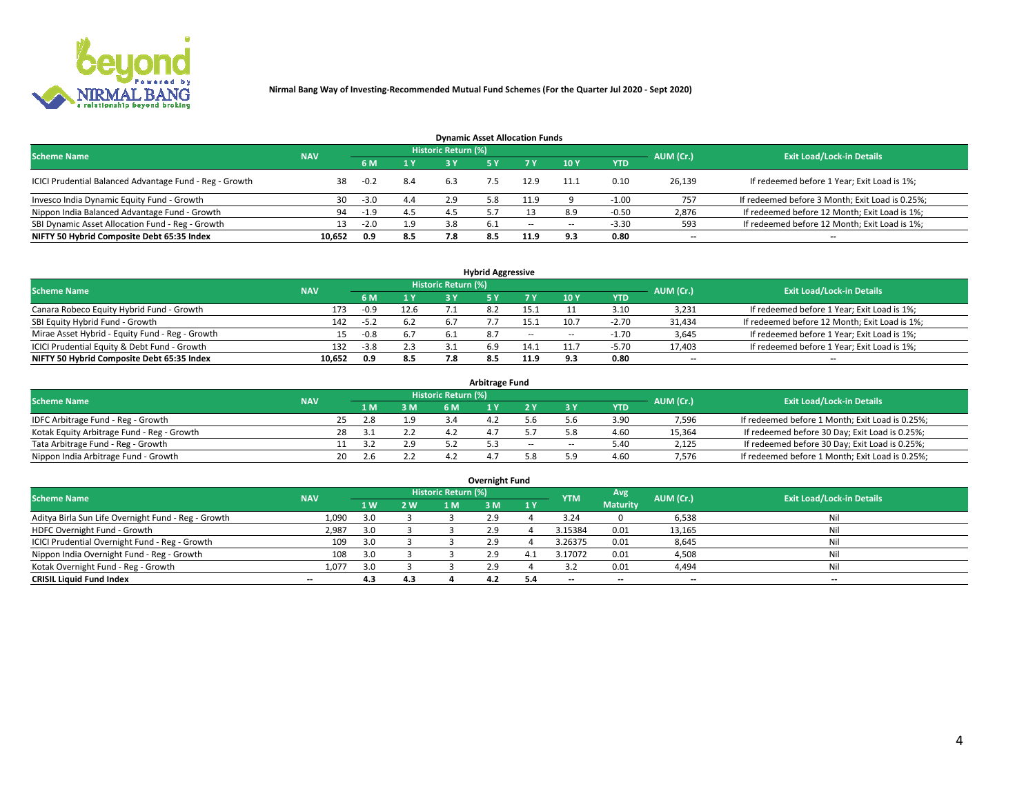Nirmal Bang Way of Investing-Recommended Mutual Fund Schemes (For the Quarter Jul 2020 - Sept 2020)

### Dynamic Asset Allocation Funds

| Scheme Name | NAV | Historic Return (%) | | | | | | | AUM (Cr.) | Exit Load/Lock-in Details |
|---|---|---|---|---|---|---|---|---|---|---|
| | | 6 M | 1 Y | 3 Y | 5 Y | 7 Y | 10 Y | YTD | | |
| ICICI Prudential Balanced Advantage Fund - Reg - Growth | 38 | -0.2 | 8.4 | 6.3 | 7.5 | 12.9 | 11.1 | 0.10 | 26,139 | If redeemed before 1 Year; Exit Load is 1%; |
| Invesco India Dynamic Equity Fund - Growth | 30 | -3.0 | 4.4 | 2.9 | 5.8 | 11.9 | 9 | -1.00 | 757 | If redeemed before 3 Month; Exit Load is 0.25%; |
| Nippon India Balanced Advantage Fund - Growth | 94 | -1.9 | 4.5 | 4.5 | 5.7 | 13 | 8.9 | -0.50 | 2,876 | If redeemed before 12 Month; Exit Load is 1%; |
| SBI Dynamic Asset Allocation Fund - Reg - Growth | 13 | -2.0 | 1.9 | 3.8 | 6.1 | -- | -- | -3.30 | 593 | If redeemed before 12 Month; Exit Load is 1%; |
| **NIFTY 50 Hybrid Composite Debt 65:35 Index** | **10,652** | **0.9** | **8.5** | **7.8** | **8.5** | **11.9** | **9.3** | **0.80** | **--** | **--** |

### Hybrid Aggressive

| Scheme Name | NAV | Historic Return (%) | | | | | | | AUM (Cr.) | Exit Load/Lock-in Details |
|---|---|---|---|---|---|---|---|---|---|---|
| | | 6 M | 1 Y | 3 Y | 5 Y | 7 Y | 10 Y | YTD | | |
| Canara Robeco Equity Hybrid Fund - Growth | 173 | -0.9 | 12.6 | 7.1 | 8.2 | 15.1 | 11 | 3.10 | 3,231 | If redeemed before 1 Year; Exit Load is 1%; |
| SBI Equity Hybrid Fund - Growth | 142 | -5.2 | 6.2 | 6.7 | 7.7 | 15.1 | 10.7 | -2.70 | 31,434 | If redeemed before 12 Month; Exit Load is 1%; |
| Mirae Asset Hybrid - Equity Fund - Reg - Growth | 15 | -0.8 | 6.7 | 6.1 | 8.7 | -- | -- | -1.70 | 3,645 | If redeemed before 1 Year; Exit Load is 1%; |
| ICICI Prudential Equity & Debt Fund - Growth | 132 | -3.8 | 2.3 | 3.1 | 6.9 | 14.1 | 11.7 | -5.70 | 17,403 | If redeemed before 1 Year; Exit Load is 1%; |
| **NIFTY 50 Hybrid Composite Debt 65:35 Index** | **10,652** | **0.9** | **8.5** | **7.8** | **8.5** | **11.9** | **9.3** | **0.80** | **--** | **--** |

### Arbitrage Fund

| Scheme Name | NAV | Historic Return (%) | | | | | | | AUM (Cr.) | Exit Load/Lock-in Details |
|---|---|---|---|---|---|---|---|---|---|---|
| | | 1 M | 3 M | 6 M | 1 Y | 2 Y | 3 Y | YTD | | |
| IDFC Arbitrage Fund - Reg - Growth | 25 | 2.8 | 1.9 | 3.4 | 4.2 | 5.6 | 5.6 | 3.90 | 7,596 | If redeemed before 1 Month; Exit Load is 0.25%; |
| Kotak Equity Arbitrage Fund - Reg - Growth | 28 | 3.1 | 2.2 | 4.2 | 4.7 | 5.7 | 5.8 | 4.60 | 15,364 | If redeemed before 30 Day; Exit Load is 0.25%; |
| Tata Arbitrage Fund - Reg - Growth | 11 | 3.2 | 2.9 | 5.2 | 5.3 | -- | -- | 5.40 | 2,125 | If redeemed before 30 Day; Exit Load is 0.25%; |
| Nippon India Arbitrage Fund - Growth | 20 | 2.6 | 2.2 | 4.2 | 4.7 | 5.8 | 5.9 | 4.60 | 7,576 | If redeemed before 1 Month; Exit Load is 0.25%; |

### Overnight Fund

| Scheme Name | NAV | Historic Return (%) | | | | | YTM | Avg Maturity | AUM (Cr.) | Exit Load/Lock-in Details |
|---|---|---|---|---|---|---|---|---|---|---|
| | | 1 W | 2 W | 1 M | 3 M | 1 Y | | | | |
| Aditya Birla Sun Life Overnight Fund - Reg - Growth | 1,090 | 3.0 | 3 | 3 | 2.9 | 4 | 3.24 | 0 | 6,538 | Nil |
| HDFC Overnight Fund - Growth | 2,987 | 3.0 | 3 | 3 | 2.9 | 4 | 3.15384 | 0.01 | 13,165 | Nil |
| ICICI Prudential Overnight Fund - Reg - Growth | 109 | 3.0 | 3 | 3 | 2.9 | 4 | 3.26375 | 0.01 | 8,645 | Nil |
| Nippon India Overnight Fund - Reg - Growth | 108 | 3.0 | 3 | 3 | 2.9 | 4.1 | 3.17072 | 0.01 | 4,508 | Nil |
| Kotak Overnight Fund - Reg - Growth | 1,077 | 3.0 | 3 | 3 | 2.9 | 4 | 3.2 | 0.01 | 4,494 | Nil |
| **CRISIL Liquid Fund Index** | **--** | **4.3** | **4.3** | **4** | **4.2** | **5.4** | **--** | **--** | **--** | **--** |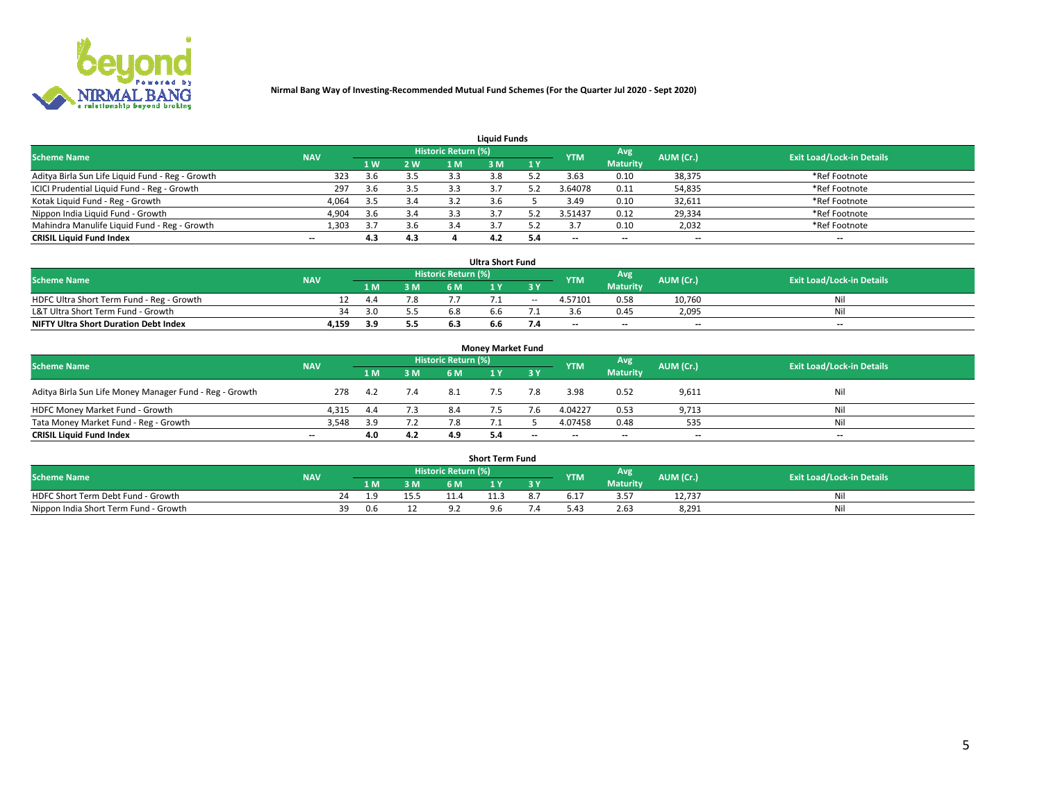**Nirmal Bang Way of Investing-Recommended Mutual Fund Schemes (For the Quarter Jul 2020 - Sept 2020)**

### Liquid Funds

| Scheme Name | NAV | Historic Return (%) | | | | | YTM | Avg Maturity | AUM (Cr.) | Exit Load/Lock-in Details |
|---|---|---|---|---|---|---|---|---|---|---|
| | | 1 W | 2 W | 1 M | 3 M | 1 Y | | | | |
| Aditya Birla Sun Life Liquid Fund - Reg - Growth | 323 | 3.6 | 3.5 | 3.3 | 3.8 | 5.2 | 3.63 | 0.10 | 38,375 | *Ref Footnote |
| ICICI Prudential Liquid Fund - Reg - Growth | 297 | 3.6 | 3.5 | 3.3 | 3.7 | 5.2 | 3.64078 | 0.11 | 54,835 | *Ref Footnote |
| Kotak Liquid Fund - Reg - Growth | 4,064 | 3.5 | 3.4 | 3.2 | 3.6 | 5 | 3.49 | 0.10 | 32,611 | *Ref Footnote |
| Nippon India Liquid Fund - Growth | 4,904 | 3.6 | 3.4 | 3.3 | 3.7 | 5.2 | 3.51437 | 0.12 | 29,334 | *Ref Footnote |
| Mahindra Manulife Liquid Fund - Reg - Growth | 1,303 | 3.7 | 3.6 | 3.4 | 3.7 | 5.2 | 3.7 | 0.10 | 2,032 | *Ref Footnote |
| **CRISIL Liquid Fund Index** | -- | **4.3** | **4.3** | **4** | **4.2** | **5.4** | -- | -- | -- | -- |

### Ultra Short Fund

| Scheme Name | NAV | Historic Return (%) | | | | | YTM | Avg Maturity | AUM (Cr.) | Exit Load/Lock-in Details |
|---|---|---|---|---|---|---|---|---|---|---|
| | | 1 M | 3 M | 6 M | 1 Y | 3 Y | | | | |
| HDFC Ultra Short Term Fund - Reg - Growth | 12 | 4.4 | 7.8 | 7.7 | 7.1 | -- | 4.57101 | 0.58 | 10,760 | Nil |
| L&T Ultra Short Term Fund - Growth | 34 | 3.0 | 5.5 | 6.8 | 6.6 | 7.1 | 3.6 | 0.45 | 2,095 | Nil |
| **NIFTY Ultra Short Duration Debt Index** | **4,159** | **3.9** | **5.5** | **6.3** | **6.6** | **7.4** | -- | -- | -- | -- |

### Money Market Fund

| Scheme Name | NAV | Historic Return (%) | | | | | YTM | Avg Maturity | AUM (Cr.) | Exit Load/Lock-in Details |
|---|---|---|---|---|---|---|---|---|---|---|
| | | 1 M | 3 M | 6 M | 1 Y | 3 Y | | | | |
| Aditya Birla Sun Life Money Manager Fund - Reg - Growth | 278 | 4.2 | 7.4 | 8.1 | 7.5 | 7.8 | 3.98 | 0.52 | 9,611 | Nil |
| HDFC Money Market Fund - Growth | 4,315 | 4.4 | 7.3 | 8.4 | 7.5 | 7.6 | 4.04227 | 0.53 | 9,713 | Nil |
| Tata Money Market Fund - Reg - Growth | 3,548 | 3.9 | 7.2 | 7.8 | 7.1 | 5 | 4.07458 | 0.48 | 535 | Nil |
| **CRISIL Liquid Fund Index** | -- | **4.0** | **4.2** | **4.9** | **5.4** | -- | -- | -- | -- | -- |

### Short Term Fund

| Scheme Name | NAV | Historic Return (%) | | | | | YTM | Avg Maturity | AUM (Cr.) | Exit Load/Lock-in Details |
|---|---|---|---|---|---|---|---|---|---|---|
| | | 1 M | 3 M | 6 M | 1 Y | 3 Y | | | | |
| HDFC Short Term Debt Fund - Growth | 24 | 1.9 | 15.5 | 11.4 | 11.3 | 8.7 | 6.17 | 3.57 | 12,737 | Nil |
| Nippon India Short Term Fund - Growth | 39 | 0.6 | 12 | 9.2 | 9.6 | 7.4 | 5.43 | 2.63 | 8,291 | Nil |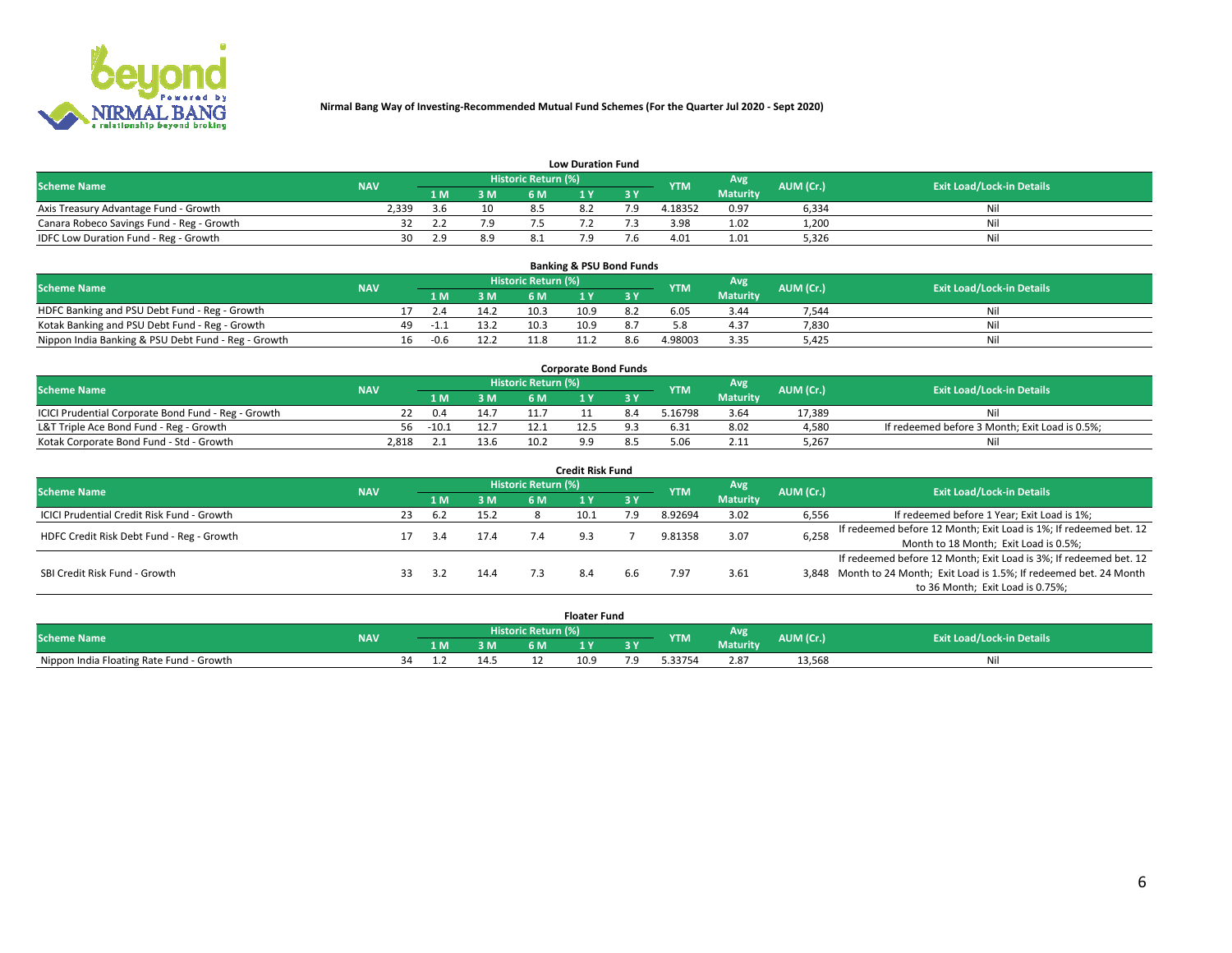**Nirmal Bang Way of Investing-Recommended Mutual Fund Schemes (For the Quarter Jul 2020 - Sept 2020)**

## Low Duration Fund

| Scheme Name | NAV | Historic Return (%) | | | | | YTM | Avg Maturity | AUM (Cr.) | Exit Load/Lock-in Details |
|---|---|---|---|---|---|---|---|---|---|---|
| | | 1 M | 3 M | 6 M | 1 Y | 3 Y | | | | |
| Axis Treasury Advantage Fund - Growth | 2,339 | 3.6 | 10 | 8.5 | 8.2 | 7.9 | 4.18352 | 0.97 | 6,334 | Nil |
| Canara Robeco Savings Fund - Reg - Growth | 32 | 2.2 | 7.9 | 7.5 | 7.2 | 7.3 | 3.98 | 1.02 | 1,200 | Nil |
| IDFC Low Duration Fund - Reg - Growth | 30 | 2.9 | 8.9 | 8.1 | 7.9 | 7.6 | 4.01 | 1.01 | 5,326 | Nil |

## Banking & PSU Bond Funds

| Scheme Name | NAV | Historic Return (%) | | | | | YTM | Avg Maturity | AUM (Cr.) | Exit Load/Lock-in Details |
|---|---|---|---|---|---|---|---|---|---|---|
| | | 1 M | 3 M | 6 M | 1 Y | 3 Y | | | | |
| HDFC Banking and PSU Debt Fund - Reg - Growth | 17 | 2.4 | 14.2 | 10.3 | 10.9 | 8.2 | 6.05 | 3.44 | 7,544 | Nil |
| Kotak Banking and PSU Debt Fund - Reg - Growth | 49 | -1.1 | 13.2 | 10.3 | 10.9 | 8.7 | 5.8 | 4.37 | 7,830 | Nil |
| Nippon India Banking & PSU Debt Fund - Reg - Growth | 16 | -0.6 | 12.2 | 11.8 | 11.2 | 8.6 | 4.98003 | 3.35 | 5,425 | Nil |

## Corporate Bond Funds

| Scheme Name | NAV | Historic Return (%) | | | | | YTM | Avg Maturity | AUM (Cr.) | Exit Load/Lock-in Details |
|---|---|---|---|---|---|---|---|---|---|---|
| | | 1 M | 3 M | 6 M | 1 Y | 3 Y | | | | |
| ICICI Prudential Corporate Bond Fund - Reg - Growth | 22 | 0.4 | 14.7 | 11.7 | 11 | 8.4 | 5.16798 | 3.64 | 17,389 | Nil |
| L&T Triple Ace Bond Fund - Reg - Growth | 56 | -10.1 | 12.7 | 12.1 | 12.5 | 9.3 | 6.31 | 8.02 | 4,580 | If redeemed before 3 Month; Exit Load is 0.5%; |
| Kotak Corporate Bond Fund - Std - Growth | 2,818 | 2.1 | 13.6 | 10.2 | 9.9 | 8.5 | 5.06 | 2.11 | 5,267 | Nil |

## Credit Risk Fund

| Scheme Name | NAV | Historic Return (%) | | | | | YTM | Avg Maturity | AUM (Cr.) | Exit Load/Lock-in Details |
|---|---|---|---|---|---|---|---|---|---|---|
| | | 1 M | 3 M | 6 M | 1 Y | 3 Y | | | | |
| ICICI Prudential Credit Risk Fund - Growth | 23 | 6.2 | 15.2 | 8 | 10.1 | 7.9 | 8.92694 | 3.02 | 6,556 | If redeemed before 1 Year; Exit Load is 1%; |
| HDFC Credit Risk Debt Fund - Reg - Growth | 17 | 3.4 | 17.4 | 7.4 | 9.3 | 7 | 9.81358 | 3.07 | 6,258 | If redeemed before 12 Month; Exit Load is 1%; If redeemed bet. 12 Month to 18 Month; Exit Load is 0.5%; |
| SBI Credit Risk Fund - Growth | 33 | 3.2 | 14.4 | 7.3 | 8.4 | 6.6 | 7.97 | 3.61 | 3,848 | If redeemed before 12 Month; Exit Load is 3%; If redeemed bet. 12 Month to 24 Month; Exit Load is 1.5%; If redeemed bet. 24 Month to 36 Month; Exit Load is 0.75%; |

## Floater Fund

| Scheme Name | NAV | Historic Return (%) | | | | | YTM | Avg Maturity | AUM (Cr.) | Exit Load/Lock-in Details |
|---|---|---|---|---|---|---|---|---|---|---|
| | | 1 M | 3 M | 6 M | 1 Y | 3 Y | | | | |
| Nippon India Floating Rate Fund - Growth | 34 | 1.2 | 14.5 | 12 | 10.9 | 7.9 | 5.33754 | 2.87 | 13,568 | Nil |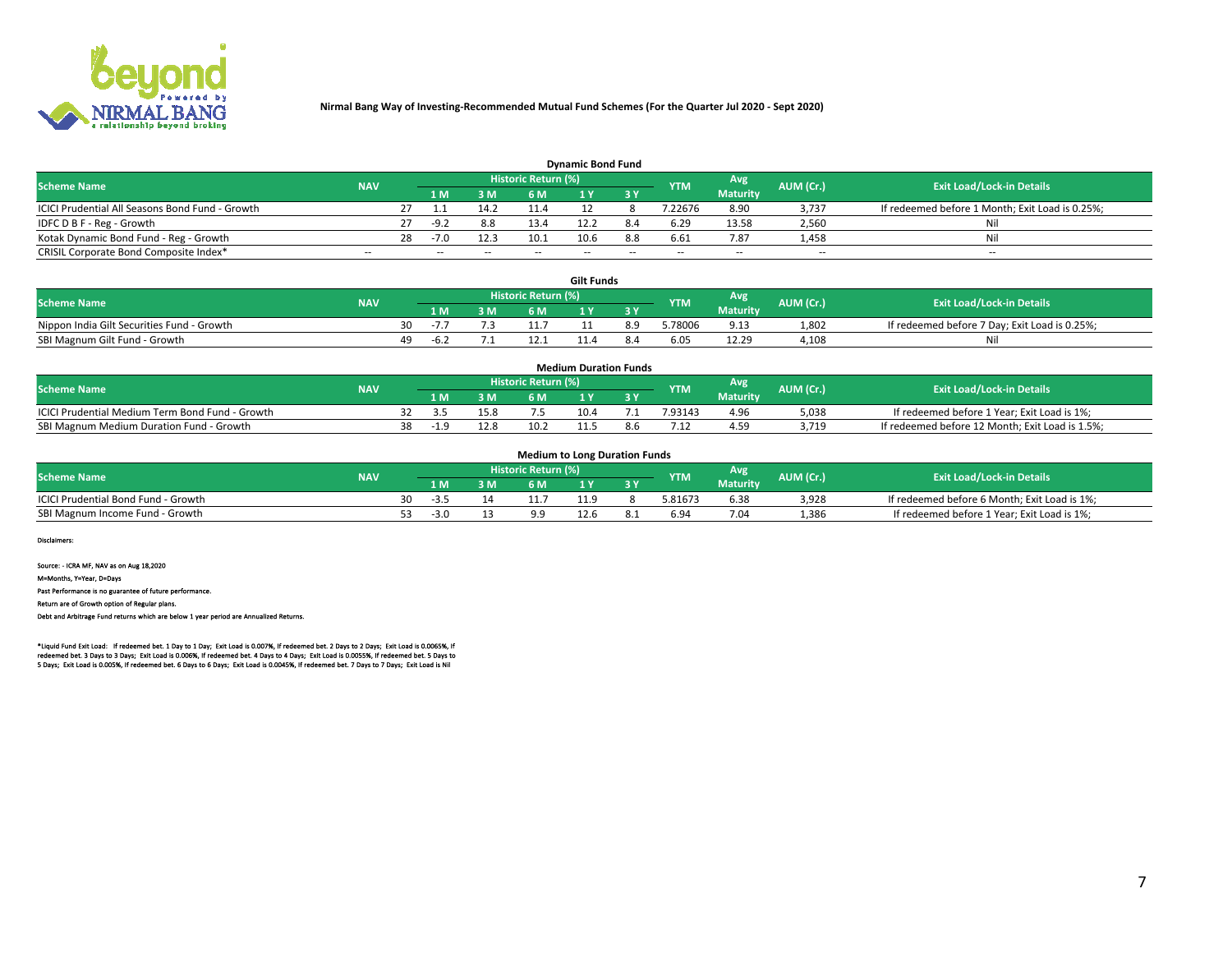**Nirmal Bang Way of Investing-Recommended Mutual Fund Schemes (For the Quarter Jul 2020 - Sept 2020)**

### Dynamic Bond Fund

| Scheme Name | NAV | Historic Return (%) | | | | | YTM | Avg Maturity | AUM (Cr.) | Exit Load/Lock-in Details |
|---|---|---|---|---|---|---|---|---|---|---|
| | | 1 M | 3 M | 6 M | 1 Y | 3 Y | | | | |
| ICICI Prudential All Seasons Bond Fund - Growth | 27 | 1.1 | 14.2 | 11.4 | 12 | 8 | 7.22676 | 8.90 | 3,737 | If redeemed before 1 Month; Exit Load is 0.25%; |
| IDFC D B F - Reg - Growth | 27 | -9.2 | 8.8 | 13.4 | 12.2 | 8.4 | 6.29 | 13.58 | 2,560 | Nil |
| Kotak Dynamic Bond Fund - Reg - Growth | 28 | -7.0 | 12.3 | 10.1 | 10.6 | 8.8 | 6.61 | 7.87 | 1,458 | Nil |
| CRISIL Corporate Bond Composite Index* | -- | -- | -- | -- | -- | -- | -- | -- | -- | -- |

### Gilt Funds

| Scheme Name | NAV | Historic Return (%) | | | | | YTM | Avg Maturity | AUM (Cr.) | Exit Load/Lock-in Details |
|---|---|---|---|---|---|---|---|---|---|---|
| | | 1 M | 3 M | 6 M | 1 Y | 3 Y | | | | |
| Nippon India Gilt Securities Fund - Growth | 30 | -7.7 | 7.3 | 11.7 | 11 | 8.9 | 5.78006 | 9.13 | 1,802 | If redeemed before 7 Day; Exit Load is 0.25%; |
| SBI Magnum Gilt Fund - Growth | 49 | -6.2 | 7.1 | 12.1 | 11.4 | 8.4 | 6.05 | 12.29 | 4,108 | Nil |

### Medium Duration Funds

| Scheme Name | NAV | Historic Return (%) | | | | | YTM | Avg Maturity | AUM (Cr.) | Exit Load/Lock-in Details |
|---|---|---|---|---|---|---|---|---|---|---|
| | | 1 M | 3 M | 6 M | 1 Y | 3 Y | | | | |
| ICICI Prudential Medium Term Bond Fund - Growth | 32 | 3.5 | 15.8 | 7.5 | 10.4 | 7.1 | 7.93143 | 4.96 | 5,038 | If redeemed before 1 Year; Exit Load is 1%; |
| SBI Magnum Medium Duration Fund - Growth | 38 | -1.9 | 12.8 | 10.2 | 11.5 | 8.6 | 7.12 | 4.59 | 3,719 | If redeemed before 12 Month; Exit Load is 1.5%; |

### Medium to Long Duration Funds

| Scheme Name | NAV | Historic Return (%) | | | | | YTM | Avg Maturity | AUM (Cr.) | Exit Load/Lock-in Details |
|---|---|---|---|---|---|---|---|---|---|---|
| | | 1 M | 3 M | 6 M | 1 Y | 3 Y | | | | |
| ICICI Prudential Bond Fund - Growth | 30 | -3.5 | 14 | 11.7 | 11.9 | 8 | 5.81673 | 6.38 | 3,928 | If redeemed before 6 Month; Exit Load is 1%; |
| SBI Magnum Income Fund - Growth | 53 | -3.0 | 13 | 9.9 | 12.6 | 8.1 | 6.94 | 7.04 | 1,386 | If redeemed before 1 Year; Exit Load is 1%; |

Disclaimers:

Source: - ICRA MF, NAV as on Aug 18,2020

M=Months, Y=Year, D=Days

Past Performance is no guarantee of future performance.

Return are of Growth option of Regular plans.

Debt and Arbitrage Fund returns which are below 1 year period are Annualized Returns.

*Liquid Fund Exit Load: If redeemed bet. 1 Day to 1 Day; Exit Load is 0.007%, If redeemed bet. 2 Days to 2 Days; Exit Load is 0.0065%, If redeemed bet. 3 Days to 3 Days; Exit Load is 0.006%, If redeemed bet. 4 Days to 4 Days; Exit Load is 0.0055%, If redeemed bet. 5 Days to 5 Days; Exit Load is 0.005%, If redeemed bet. 6 Days to 6 Days; Exit Load is 0.0045%, If redeemed bet. 7 Days to 7 Days; Exit Load is Nil